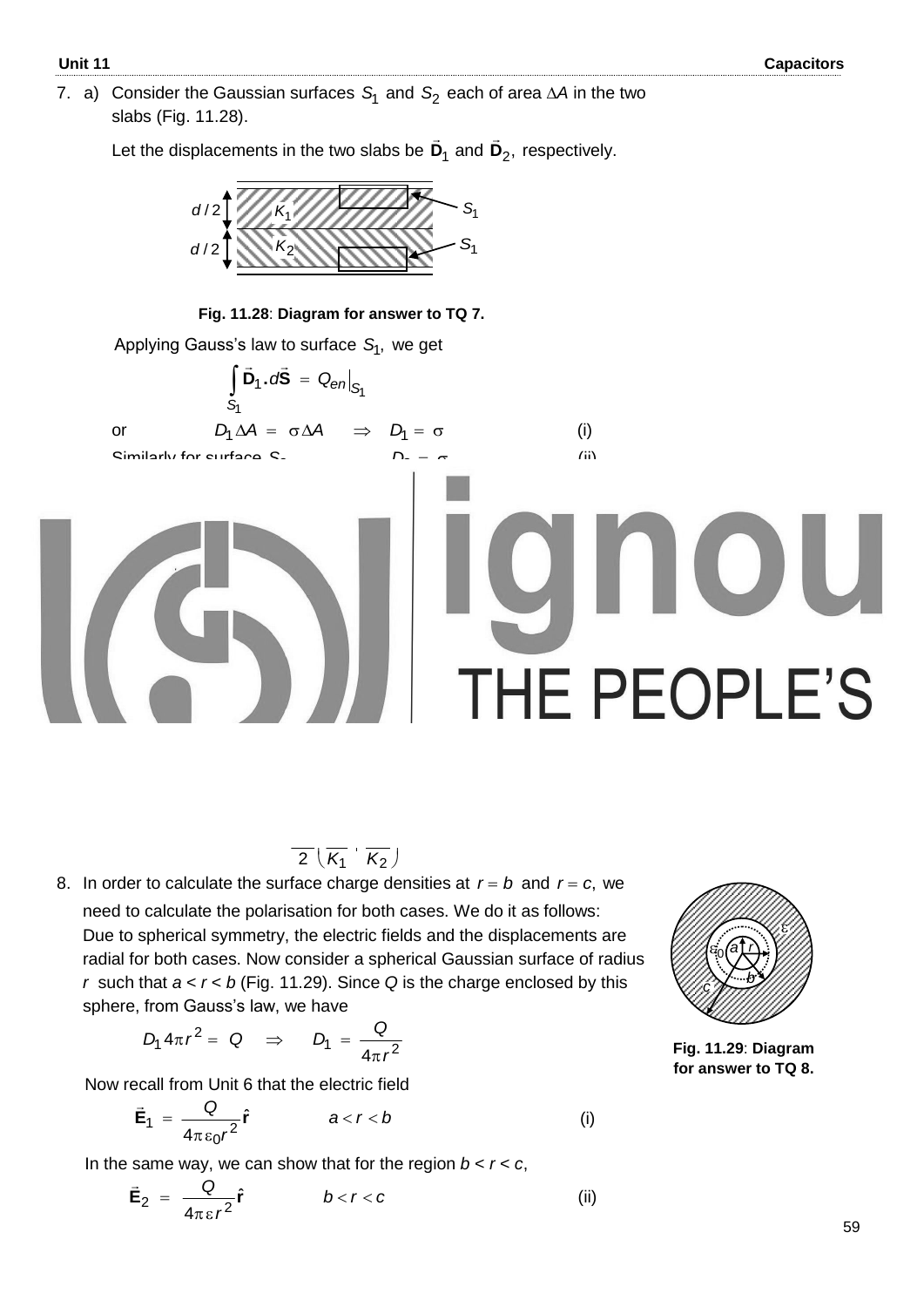7. a) Consider the Gaussian surfaces $S_1$ and $S_2$ each of area $\Delta A$ in the two slabs (Fig. 11.28).

Let the displacements in the two slabs be $\vec{\mathbf{D}}_1$ and $\vec{\mathbf{D}}_2$, respectively.

**Fig. 11.28**: **Diagram for answer to TQ 7.**

Applying Gauss's law to surface $S_1$, we get

$$\int_{S_1} \vec{\mathbf{D}}_1 \cdot d\vec{\mathbf{S}} = Q_{en}\Big|_{S_1}$$

or $\qquad D_1 \Delta A = \sigma \Delta A \quad \Rightarrow \quad D_1 = \sigma \qquad$ (i)

Similarly for surface $S_2$ $\qquad D_2 = \sigma \qquad$ (ii)

$$\frac{\phantom{x}}{2}\left(\frac{\phantom{x}}{K_1} + \frac{\phantom{x}}{K_2}\right)$$

8. In order to calculate the surface charge densities at $r = b$ and $r = c$, we need to calculate the polarisation for both cases. We do it as follows:
Due to spherical symmetry, the electric fields and the displacements are radial for both cases. Now consider a spherical Gaussian surface of radius $r$ such that $a < r < b$ (Fig. 11.29). Since $Q$ is the charge enclosed by this sphere, from Gauss's law, we have

$$D_1 4\pi r^2 = Q \quad \Rightarrow \quad D_1 = \frac{Q}{4\pi r^2}$$

**Fig. 11.29**: **Diagram for answer to TQ 8.**

Now recall from Unit 6 that the electric field

$$\vec{\mathbf{E}}_1 = \frac{Q}{4\pi\varepsilon_0 r^2}\hat{\mathbf{r}} \qquad a < r < b \qquad \text{(i)}$$

In the same way, we can show that for the region $b < r < c$,

$$\vec{\mathbf{E}}_2 = \frac{Q}{4\pi\varepsilon r^2}\hat{\mathbf{r}} \qquad b < r < c \qquad \text{(ii)}$$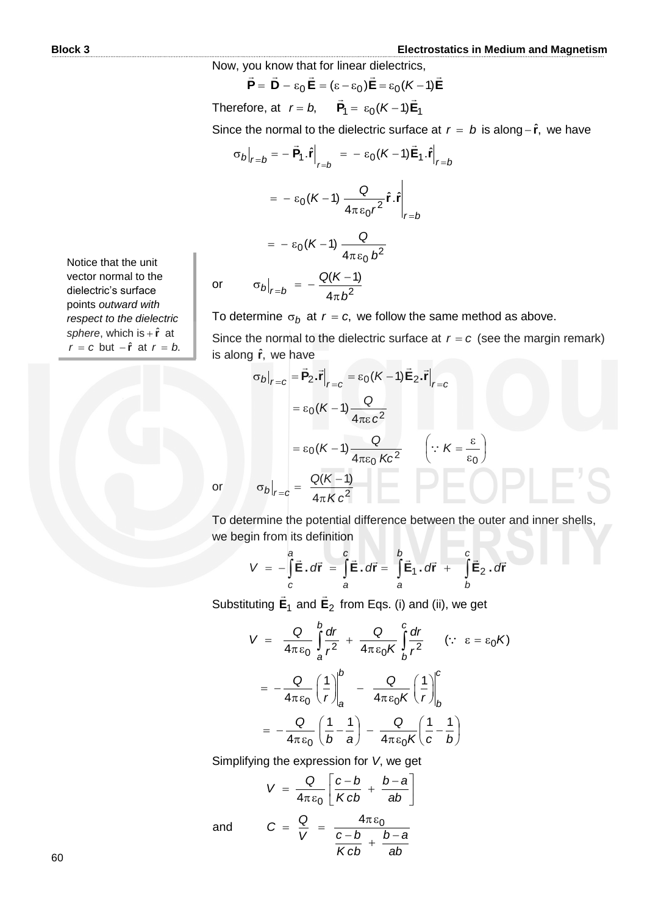Now, you know that for linear dielectrics,

$$\vec{\mathbf{P}} = \vec{\mathbf{D}} - \varepsilon_0 \vec{\mathbf{E}} = (\varepsilon - \varepsilon_0)\vec{\mathbf{E}} = \varepsilon_0 (K-1)\vec{\mathbf{E}}$$

Therefore, at $r = b$, $\quad \vec{\mathbf{P}}_1 = \varepsilon_0 (K-1)\vec{\mathbf{E}}_1$

Since the normal to the dielectric surface at $r = b$ is along $-\hat{\mathbf{r}}$, we have

$$\sigma_b\Big|_{r=b} = -\vec{\mathbf{P}}_1.\hat{\mathbf{r}}\Big|_{r=b} = -\varepsilon_0(K-1)\vec{\mathbf{E}}_1.\hat{\mathbf{r}}\Big|_{r=b}$$

$$= -\varepsilon_0(K-1)\frac{Q}{4\pi\varepsilon_0 r^2}\hat{\mathbf{r}}.\hat{\mathbf{r}}\Bigg|_{r=b}$$

$$= -\varepsilon_0(K-1)\frac{Q}{4\pi\varepsilon_0 b^2}$$

or $\quad \sigma_b\Big|_{r=b} = -\dfrac{Q(K-1)}{4\pi b^2}$

Notice that the unit vector normal to the dielectric's surface points *outward with respect to the dielectric sphere*, which is $+\hat{\mathbf{r}}$ at $r = c$ but $-\hat{\mathbf{r}}$ at $r = b$.

To determine $\sigma_b$ at $r = c$, we follow the same method as above.

Since the normal to the dielectric surface at $r = c$ (see the margin remark) is along $\hat{\mathbf{r}}$, we have

$$\sigma_b\Big|_{r=c} = \vec{\mathbf{P}}_2.\hat{\mathbf{r}}\Big|_{r=c} = \varepsilon_0(K-1)\vec{\mathbf{E}}_2.\hat{\mathbf{r}}\Big|_{r=c}$$

$$= \varepsilon_0(K-1)\frac{Q}{4\pi\varepsilon c^2}$$

$$= \varepsilon_0(K-1)\frac{Q}{4\pi\varepsilon_0 Kc^2} \qquad \left(\because K = \frac{\varepsilon}{\varepsilon_0}\right)$$

or $\quad \sigma_b\Big|_{r=c} = \dfrac{Q(K-1)}{4\pi K c^2}$

To determine the potential difference between the outer and inner shells, we begin from its definition

$$V = -\int_c^a \vec{\mathbf{E}}\,.\,d\vec{\mathbf{r}} = \int_a^c \vec{\mathbf{E}}\,.\,d\vec{\mathbf{r}} = \int_a^b \vec{\mathbf{E}}_1\,.\,d\vec{\mathbf{r}} + \int_b^c \vec{\mathbf{E}}_2\,.\,d\vec{\mathbf{r}}$$

Substituting $\vec{\mathbf{E}}_1$ and $\vec{\mathbf{E}}_2$ from Eqs. (i) and (ii), we get

$$V = \frac{Q}{4\pi\varepsilon_0}\int_a^b \frac{dr}{r^2} + \frac{Q}{4\pi\varepsilon_0 K}\int_b^c \frac{dr}{r^2} \qquad (\because \varepsilon = \varepsilon_0 K)$$

$$= -\frac{Q}{4\pi\varepsilon_0}\left(\frac{1}{r}\right)\Bigg|_a^b - \frac{Q}{4\pi\varepsilon_0 K}\left(\frac{1}{r}\right)\Bigg|_b^c$$

$$= -\frac{Q}{4\pi\varepsilon_0}\left(\frac{1}{b} - \frac{1}{a}\right) - \frac{Q}{4\pi\varepsilon_0 K}\left(\frac{1}{c} - \frac{1}{b}\right)$$

Simplifying the expression for $V$, we get

$$V = \frac{Q}{4\pi\varepsilon_0}\left[\frac{c-b}{Kcb} + \frac{b-a}{ab}\right]$$

and $\quad C = \dfrac{Q}{V} = \dfrac{4\pi\varepsilon_0}{\dfrac{c-b}{Kcb} + \dfrac{b-a}{ab}}$